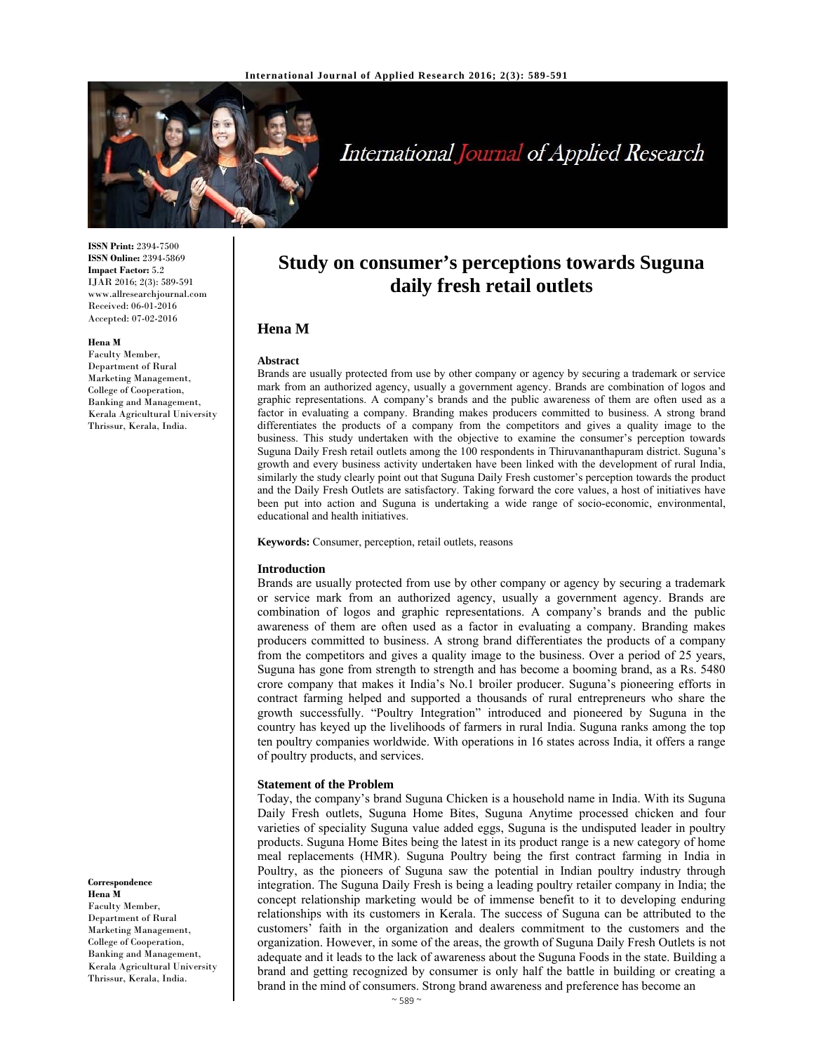ISSN Print: 2394-7500
ISSN Online: 2394-5869
Impact Factor: 5.2
IJAR 2016; 2(3): 589-591
www.allresearchjournal.com
Received: 06-01-2016
Accepted: 07-02-2016

**Hena M**
Faculty Member, Department of Rural Marketing Management, College of Cooperation, Banking and Management, Kerala Agricultural University Thrissur, Kerala, India.

**Correspondence**
**Hena M**
Faculty Member, Department of Rural Marketing Management, College of Cooperation, Banking and Management, Kerala Agricultural University Thrissur, Kerala, India.

# Study on consumer's perceptions towards Suguna daily fresh retail outlets

## Hena M

### Abstract

Brands are usually protected from use by other company or agency by securing a trademark or service mark from an authorized agency, usually a government agency. Brands are combination of logos and graphic representations. A company's brands and the public awareness of them are often used as a factor in evaluating a company. Branding makes producers committed to business. A strong brand differentiates the products of a company from the competitors and gives a quality image to the business. This study undertaken with the objective to examine the consumer's perception towards Suguna Daily Fresh retail outlets among the 100 respondents in Thiruvananthapuram district. Suguna's growth and every business activity undertaken have been linked with the development of rural India, similarly the study clearly point out that Suguna Daily Fresh customer's perception towards the product and the Daily Fresh Outlets are satisfactory. Taking forward the core values, a host of initiatives have been put into action and Suguna is undertaking a wide range of socio-economic, environmental, educational and health initiatives.

**Keywords:** Consumer, perception, retail outlets, reasons

### Introduction

Brands are usually protected from use by other company or agency by securing a trademark or service mark from an authorized agency, usually a government agency. Brands are combination of logos and graphic representations. A company's brands and the public awareness of them are often used as a factor in evaluating a company. Branding makes producers committed to business. A strong brand differentiates the products of a company from the competitors and gives a quality image to the business. Over a period of 25 years, Suguna has gone from strength to strength and has become a booming brand, as a Rs. 5480 crore company that makes it India's No.1 broiler producer. Suguna's pioneering efforts in contract farming helped and supported a thousands of rural entrepreneurs who share the growth successfully. "Poultry Integration" introduced and pioneered by Suguna in the country has keyed up the livelihoods of farmers in rural India. Suguna ranks among the top ten poultry companies worldwide. With operations in 16 states across India, it offers a range of poultry products, and services.

### Statement of the Problem

Today, the company's brand Suguna Chicken is a household name in India. With its Suguna Daily Fresh outlets, Suguna Home Bites, Suguna Anytime processed chicken and four varieties of speciality Suguna value added eggs, Suguna is the undisputed leader in poultry products. Suguna Home Bites being the latest in its product range is a new category of home meal replacements (HMR). Suguna Poultry being the first contract farming in India in Poultry, as the pioneers of Suguna saw the potential in Indian poultry industry through integration. The Suguna Daily Fresh is being a leading poultry retailer company in India; the concept relationship marketing would be of immense benefit to it to developing enduring relationships with its customers in Kerala. The success of Suguna can be attributed to the customers' faith in the organization and dealers commitment to the customers and the organization. However, in some of the areas, the growth of Suguna Daily Fresh Outlets is not adequate and it leads to the lack of awareness about the Suguna Foods in the state. Building a brand and getting recognized by consumer is only half the battle in building or creating a brand in the mind of consumers. Strong brand awareness and preference has become an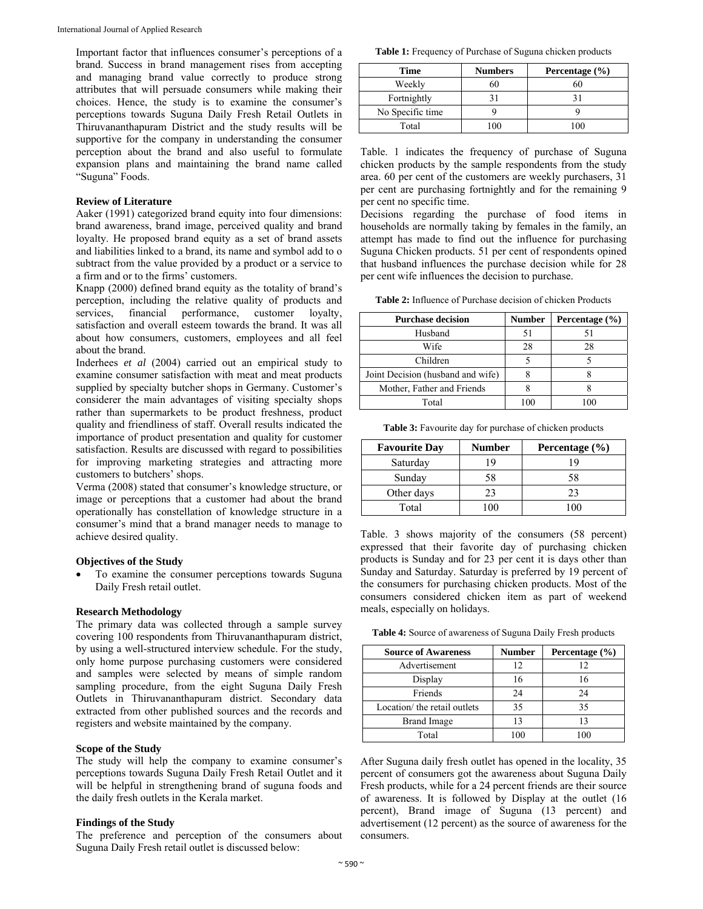Important factor that influences consumer's perceptions of a brand. Success in brand management rises from accepting and managing brand value correctly to produce strong attributes that will persuade consumers while making their choices. Hence, the study is to examine the consumer's perceptions towards Suguna Daily Fresh Retail Outlets in Thiruvananthapuram District and the study results will be supportive for the company in understanding the consumer perception about the brand and also useful to formulate expansion plans and maintaining the brand name called "Suguna" Foods.

**Review of Literature**

Aaker (1991) categorized brand equity into four dimensions: brand awareness, brand image, perceived quality and brand loyalty. He proposed brand equity as a set of brand assets and liabilities linked to a brand, its name and symbol add to o subtract from the value provided by a product or a service to a firm and or to the firms' customers.

Knapp (2000) defined brand equity as the totality of brand's perception, including the relative quality of products and services, financial performance, customer loyalty, satisfaction and overall esteem towards the brand. It was all about how consumers, customers, employees and all feel about the brand.

Inderhees *et al* (2004) carried out an empirical study to examine consumer satisfaction with meat and meat products supplied by specialty butcher shops in Germany. Customer's considerer the main advantages of visiting specialty shops rather than supermarkets to be product freshness, product quality and friendliness of staff. Overall results indicated the importance of product presentation and quality for customer satisfaction. Results are discussed with regard to possibilities for improving marketing strategies and attracting more customers to butchers' shops.

Verma (2008) stated that consumer's knowledge structure, or image or perceptions that a customer had about the brand operationally has constellation of knowledge structure in a consumer's mind that a brand manager needs to manage to achieve desired quality.

**Objectives of the Study**

- To examine the consumer perceptions towards Suguna Daily Fresh retail outlet.

**Research Methodology**

The primary data was collected through a sample survey covering 100 respondents from Thiruvananthapuram district, by using a well-structured interview schedule. For the study, only home purpose purchasing customers were considered and samples were selected by means of simple random sampling procedure, from the eight Suguna Daily Fresh Outlets in Thiruvananthapuram district. Secondary data extracted from other published sources and the records and registers and website maintained by the company.

**Scope of the Study**

The study will help the company to examine consumer's perceptions towards Suguna Daily Fresh Retail Outlet and it will be helpful in strengthening brand of suguna foods and the daily fresh outlets in the Kerala market.

**Findings of the Study**

The preference and perception of the consumers about Suguna Daily Fresh retail outlet is discussed below:

**Table 1:** Frequency of Purchase of Suguna chicken products

| Time | Numbers | Percentage (%) |
|---|---|---|
| Weekly | 60 | 60 |
| Fortnightly | 31 | 31 |
| No Specific time | 9 | 9 |
| Total | 100 | 100 |

Table. 1 indicates the frequency of purchase of Suguna chicken products by the sample respondents from the study area. 60 per cent of the customers are weekly purchasers, 31 per cent are purchasing fortnightly and for the remaining 9 per cent no specific time.

Decisions regarding the purchase of food items in households are normally taking by females in the family, an attempt has made to find out the influence for purchasing Suguna Chicken products. 51 per cent of respondents opined that husband influences the purchase decision while for 28 per cent wife influences the decision to purchase.

**Table 2:** Influence of Purchase decision of chicken Products

| Purchase decision | Number | Percentage (%) |
|---|---|---|
| Husband | 51 | 51 |
| Wife | 28 | 28 |
| Children | 5 | 5 |
| Joint Decision (husband and wife) | 8 | 8 |
| Mother, Father and Friends | 8 | 8 |
| Total | 100 | 100 |

**Table 3:** Favourite day for purchase of chicken products

| Favourite Day | Number | Percentage (%) |
|---|---|---|
| Saturday | 19 | 19 |
| Sunday | 58 | 58 |
| Other days | 23 | 23 |
| Total | 100 | 100 |

Table. 3 shows majority of the consumers (58 percent) expressed that their favorite day of purchasing chicken products is Sunday and for 23 per cent it is days other than Sunday and Saturday. Saturday is preferred by 19 percent of the consumers for purchasing chicken products. Most of the consumers considered chicken item as part of weekend meals, especially on holidays.

**Table 4:** Source of awareness of Suguna Daily Fresh products

| Source of Awareness | Number | Percentage (%) |
|---|---|---|
| Advertisement | 12 | 12 |
| Display | 16 | 16 |
| Friends | 24 | 24 |
| Location/ the retail outlets | 35 | 35 |
| Brand Image | 13 | 13 |
| Total | 100 | 100 |

After Suguna daily fresh outlet has opened in the locality, 35 percent of consumers got the awareness about Suguna Daily Fresh products, while for a 24 percent friends are their source of awareness. It is followed by Display at the outlet (16 percent), Brand image of Suguna (13 percent) and advertisement (12 percent) as the source of awareness for the consumers.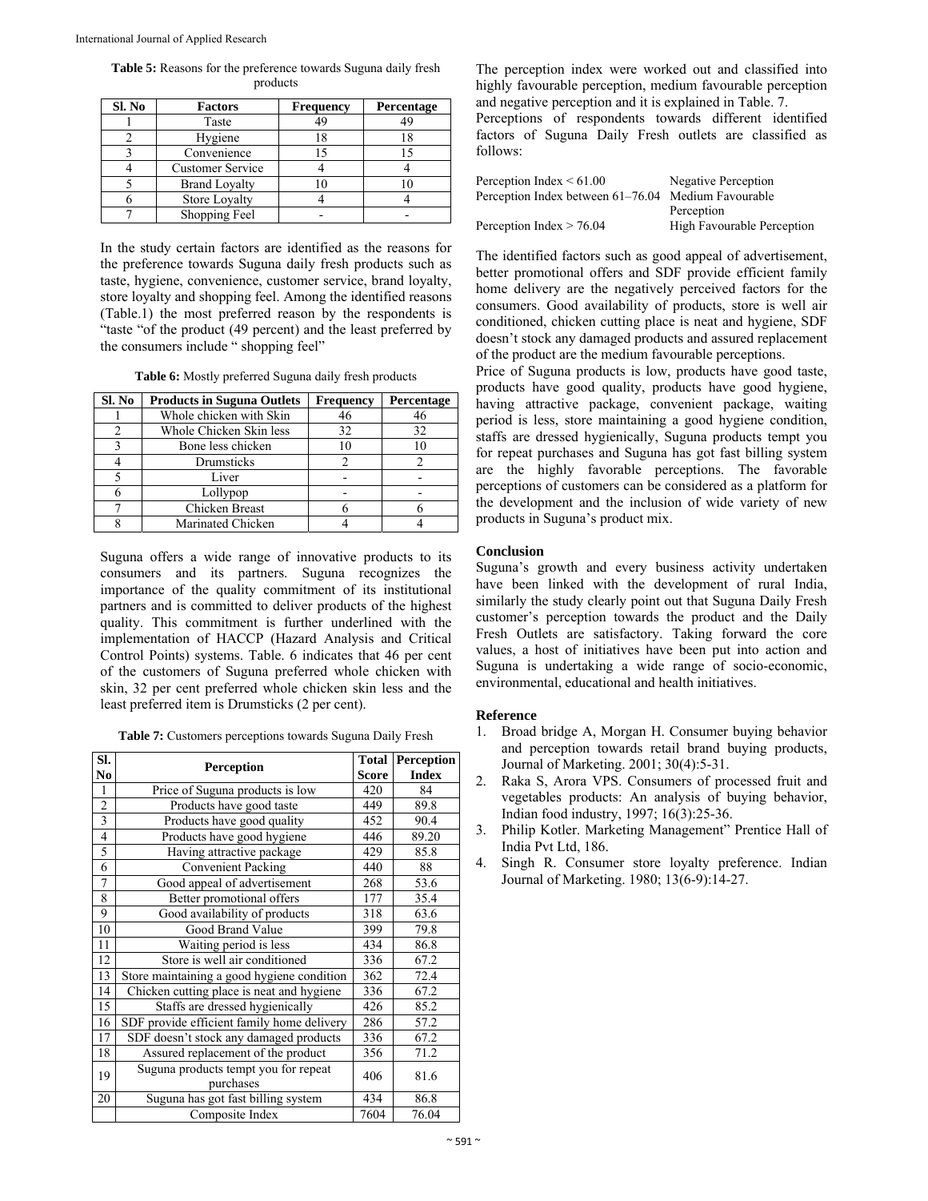**Table 5:** Reasons for the preference towards Suguna daily fresh products

| Sl. No | Factors | Frequency | Percentage |
|---|---|---|---|
| 1 | Taste | 49 | 49 |
| 2 | Hygiene | 18 | 18 |
| 3 | Convenience | 15 | 15 |
| 4 | Customer Service | 4 | 4 |
| 5 | Brand Loyalty | 10 | 10 |
| 6 | Store Loyalty | 4 | 4 |
| 7 | Shopping Feel | - | - |

In the study certain factors are identified as the reasons for the preference towards Suguna daily fresh products such as taste, hygiene, convenience, customer service, brand loyalty, store loyalty and shopping feel. Among the identified reasons (Table.1) the most preferred reason by the respondents is "taste "of the product (49 percent) and the least preferred by the consumers include " shopping feel"

**Table 6:** Mostly preferred Suguna daily fresh products

| Sl. No | Products in Suguna Outlets | Frequency | Percentage |
|---|---|---|---|
| 1 | Whole chicken with Skin | 46 | 46 |
| 2 | Whole Chicken Skin less | 32 | 32 |
| 3 | Bone less chicken | 10 | 10 |
| 4 | Drumsticks | 2 | 2 |
| 5 | Liver | - | - |
| 6 | Lollypop | - | - |
| 7 | Chicken Breast | 6 | 6 |
| 8 | Marinated Chicken | 4 | 4 |

Suguna offers a wide range of innovative products to its consumers and its partners. Suguna recognizes the importance of the quality commitment of its institutional partners and is committed to deliver products of the highest quality. This commitment is further underlined with the implementation of HACCP (Hazard Analysis and Critical Control Points) systems. Table. 6 indicates that 46 per cent of the customers of Suguna preferred whole chicken with skin, 32 per cent preferred whole chicken skin less and the least preferred item is Drumsticks (2 per cent).

**Table 7:** Customers perceptions towards Suguna Daily Fresh

| Sl. No | Perception | Total Score | Perception Index |
|---|---|---|---|
| 1 | Price of Suguna products is low | 420 | 84 |
| 2 | Products have good taste | 449 | 89.8 |
| 3 | Products have good quality | 452 | 90.4 |
| 4 | Products have good hygiene | 446 | 89.20 |
| 5 | Having attractive package | 429 | 85.8 |
| 6 | Convenient Packing | 440 | 88 |
| 7 | Good appeal of advertisement | 268 | 53.6 |
| 8 | Better promotional offers | 177 | 35.4 |
| 9 | Good availability of products | 318 | 63.6 |
| 10 | Good Brand Value | 399 | 79.8 |
| 11 | Waiting period is less | 434 | 86.8 |
| 12 | Store is well air conditioned | 336 | 67.2 |
| 13 | Store maintaining a good hygiene condition | 362 | 72.4 |
| 14 | Chicken cutting place is neat and hygiene | 336 | 67.2 |
| 15 | Staffs are dressed hygienically | 426 | 85.2 |
| 16 | SDF provide efficient family home delivery | 286 | 57.2 |
| 17 | SDF doesn't stock any damaged products | 336 | 67.2 |
| 18 | Assured replacement of the product | 356 | 71.2 |
| 19 | Suguna products tempt you for repeat purchases | 406 | 81.6 |
| 20 | Suguna has got fast billing system | 434 | 86.8 |
| | Composite Index | 7604 | 76.04 |

The perception index were worked out and classified into highly favourable perception, medium favourable perception and negative perception and it is explained in Table. 7.

Perceptions of respondents towards different identified factors of Suguna Daily Fresh outlets are classified as follows:

| | |
|---|---|
| Perception Index < 61.00 | Negative Perception |
| Perception Index between 61–76.04 | Medium Favourable Perception |
| Perception Index > 76.04 | High Favourable Perception |

The identified factors such as good appeal of advertisement, better promotional offers and SDF provide efficient family home delivery are the negatively perceived factors for the consumers. Good availability of products, store is well air conditioned, chicken cutting place is neat and hygiene, SDF doesn't stock any damaged products and assured replacement of the product are the medium favourable perceptions.

Price of Suguna products is low, products have good taste, products have good quality, products have good hygiene, having attractive package, convenient package, waiting period is less, store maintaining a good hygiene condition, staffs are dressed hygienically, Suguna products tempt you for repeat purchases and Suguna has got fast billing system are the highly favorable perceptions. The favorable perceptions of customers can be considered as a platform for the development and the inclusion of wide variety of new products in Suguna's product mix.

## Conclusion

Suguna's growth and every business activity undertaken have been linked with the development of rural India, similarly the study clearly point out that Suguna Daily Fresh customer's perception towards the product and the Daily Fresh Outlets are satisfactory. Taking forward the core values, a host of initiatives have been put into action and Suguna is undertaking a wide range of socio-economic, environmental, educational and health initiatives.

## Reference

1. Broad bridge A, Morgan H. Consumer buying behavior and perception towards retail brand buying products, Journal of Marketing. 2001; 30(4):5-31.
2. Raka S, Arora VPS. Consumers of processed fruit and vegetables products: An analysis of buying behavior, Indian food industry, 1997; 16(3):25-36.
3. Philip Kotler. Marketing Management" Prentice Hall of India Pvt Ltd, 186.
4. Singh R. Consumer store loyalty preference. Indian Journal of Marketing. 1980; 13(6-9):14-27.